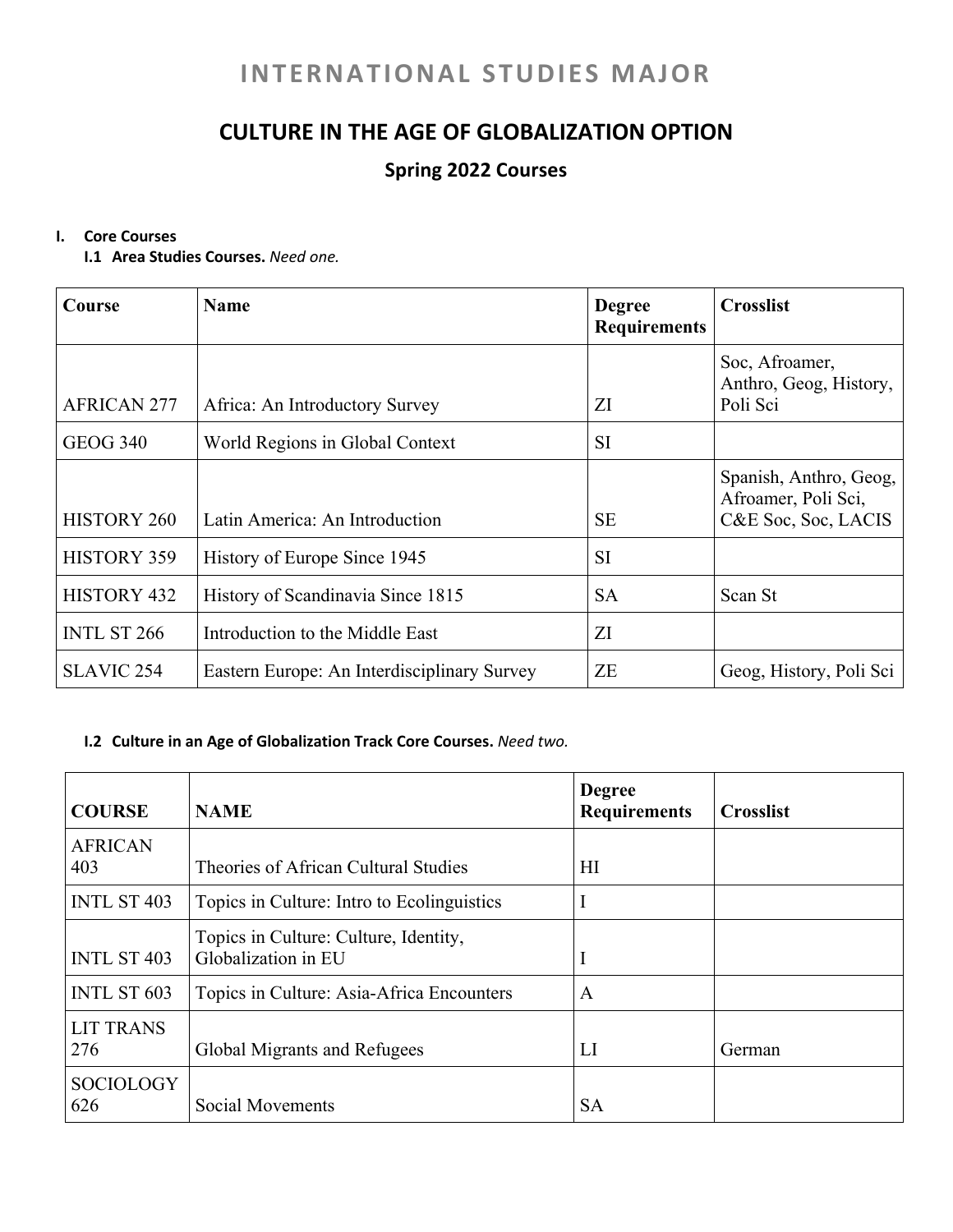# INTERNATIONAL STUDIES MAJOR

## CULTURE IN THE AGE OF GLOBALIZATION OPTION

### Spring 2022 Courses

**I. Core Courses**

**I.1 Area Studies Courses.** *Need one.*

| Course | Name | Degree Requirements | Crosslist |
|---|---|---|---|
| AFRICAN 277 | Africa: An Introductory Survey | ZI | Soc, Afroamer, Anthro, Geog, History, Poli Sci |
| GEOG 340 | World Regions in Global Context | SI | |
| HISTORY 260 | Latin America: An Introduction | SE | Spanish, Anthro, Geog, Afroamer, Poli Sci, C&E Soc, Soc, LACIS |
| HISTORY 359 | History of Europe Since 1945 | SI | |
| HISTORY 432 | History of Scandinavia Since 1815 | SA | Scan St |
| INTL ST 266 | Introduction to the Middle East | ZI | |
| SLAVIC 254 | Eastern Europe: An Interdisciplinary Survey | ZE | Geog, History, Poli Sci |

**I.2 Culture in an Age of Globalization Track Core Courses.** *Need two.*

| COURSE | NAME | Degree Requirements | Crosslist |
|---|---|---|---|
| AFRICAN 403 | Theories of African Cultural Studies | HI | |
| INTL ST 403 | Topics in Culture: Intro to Ecolinguistics | I | |
| INTL ST 403 | Topics in Culture: Culture, Identity, Globalization in EU | I | |
| INTL ST 603 | Topics in Culture: Asia-Africa Encounters | A | |
| LIT TRANS 276 | Global Migrants and Refugees | LI | German |
| SOCIOLOGY 626 | Social Movements | SA | |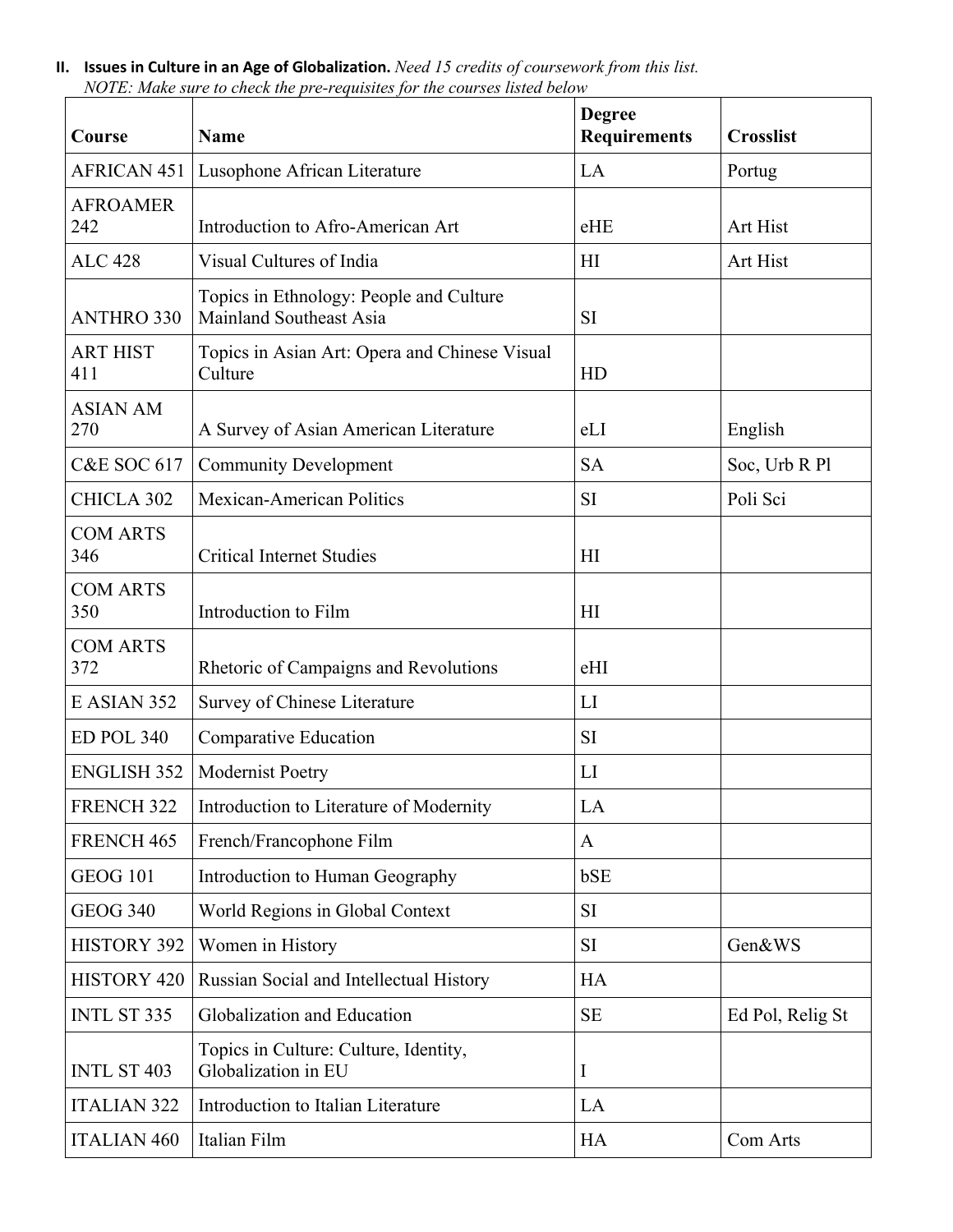## II. Issues in Culture in an Age of Globalization.

*Need 15 credits of coursework from this list.*
*NOTE: Make sure to check the pre-requisites for the courses listed below*

| Course | Name | Degree Requirements | Crosslist |
|---|---|---|---|
| AFRICAN 451 | Lusophone African Literature | LA | Portug |
| AFROAMER 242 | Introduction to Afro-American Art | eHE | Art Hist |
| ALC 428 | Visual Cultures of India | HI | Art Hist |
| ANTHRO 330 | Topics in Ethnology: People and Culture Mainland Southeast Asia | SI | |
| ART HIST 411 | Topics in Asian Art: Opera and Chinese Visual Culture | HD | |
| ASIAN AM 270 | A Survey of Asian American Literature | eLI | English |
| C&E SOC 617 | Community Development | SA | Soc, Urb R Pl |
| CHICLA 302 | Mexican-American Politics | SI | Poli Sci |
| COM ARTS 346 | Critical Internet Studies | HI | |
| COM ARTS 350 | Introduction to Film | HI | |
| COM ARTS 372 | Rhetoric of Campaigns and Revolutions | eHI | |
| E ASIAN 352 | Survey of Chinese Literature | LI | |
| ED POL 340 | Comparative Education | SI | |
| ENGLISH 352 | Modernist Poetry | LI | |
| FRENCH 322 | Introduction to Literature of Modernity | LA | |
| FRENCH 465 | French/Francophone Film | A | |
| GEOG 101 | Introduction to Human Geography | bSE | |
| GEOG 340 | World Regions in Global Context | SI | |
| HISTORY 392 | Women in History | SI | Gen&WS |
| HISTORY 420 | Russian Social and Intellectual History | HA | |
| INTL ST 335 | Globalization and Education | SE | Ed Pol, Relig St |
| INTL ST 403 | Topics in Culture: Culture, Identity, Globalization in EU | I | |
| ITALIAN 322 | Introduction to Italian Literature | LA | |
| ITALIAN 460 | Italian Film | HA | Com Arts |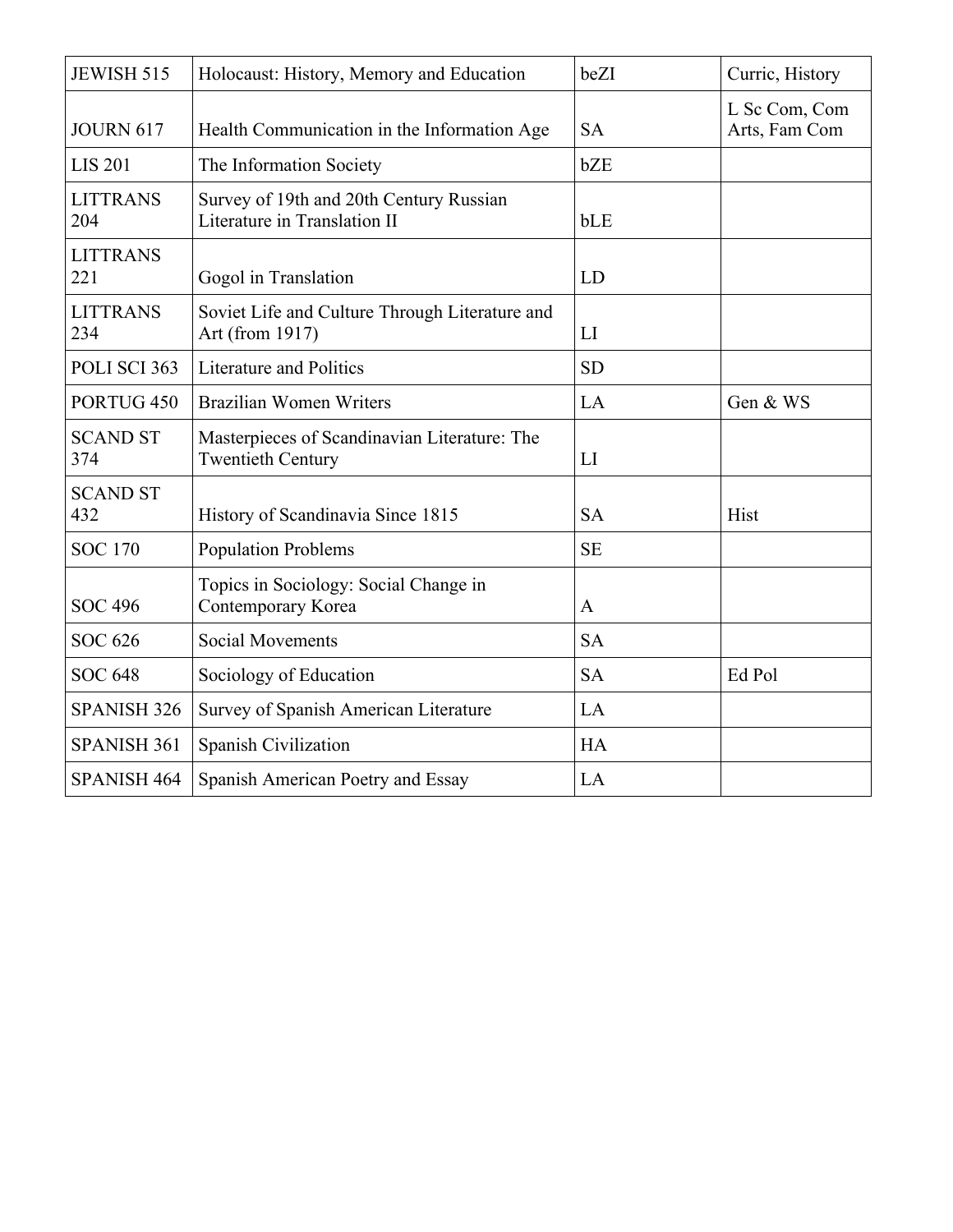| JEWISH 515 | Holocaust: History, Memory and Education | beZI | Curric, History |
|---|---|---|---|
| JOURN 617 | Health Communication in the Information Age | SA | L Sc Com, Com Arts, Fam Com |
| LIS 201 | The Information Society | bZE | |
| LITTRANS 204 | Survey of 19th and 20th Century Russian Literature in Translation II | bLE | |
| LITTRANS 221 | Gogol in Translation | LD | |
| LITTRANS 234 | Soviet Life and Culture Through Literature and Art (from 1917) | LI | |
| POLI SCI 363 | Literature and Politics | SD | |
| PORTUG 450 | Brazilian Women Writers | LA | Gen & WS |
| SCAND ST 374 | Masterpieces of Scandinavian Literature: The Twentieth Century | LI | |
| SCAND ST 432 | History of Scandinavia Since 1815 | SA | Hist |
| SOC 170 | Population Problems | SE | |
| SOC 496 | Topics in Sociology: Social Change in Contemporary Korea | A | |
| SOC 626 | Social Movements | SA | |
| SOC 648 | Sociology of Education | SA | Ed Pol |
| SPANISH 326 | Survey of Spanish American Literature | LA | |
| SPANISH 361 | Spanish Civilization | HA | |
| SPANISH 464 | Spanish American Poetry and Essay | LA | |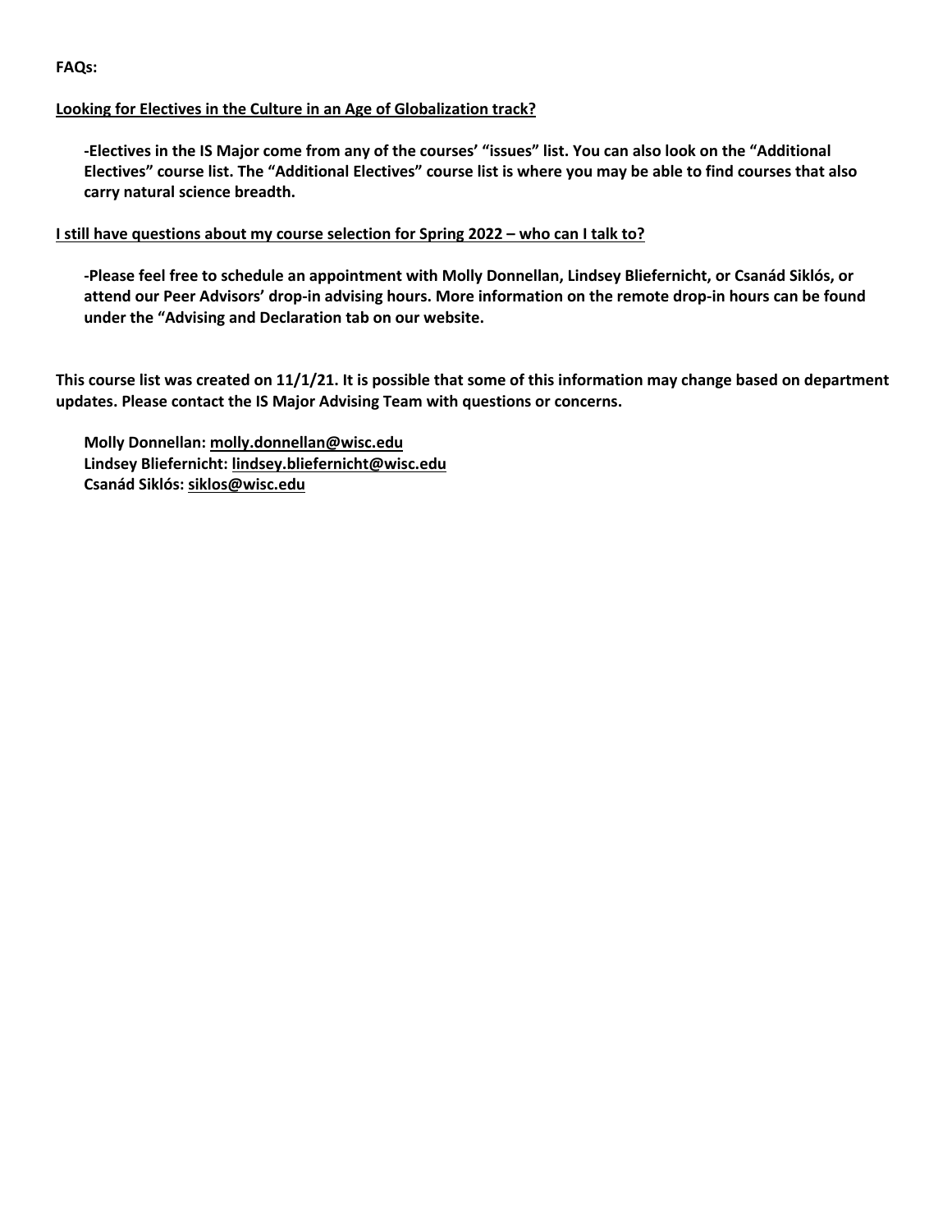**FAQs:**

**Looking for Electives in the Culture in an Age of Globalization track?**

**-Electives in the IS Major come from any of the courses' "issues" list. You can also look on the "Additional Electives" course list. The "Additional Electives" course list is where you may be able to find courses that also carry natural science breadth.**

**I still have questions about my course selection for Spring 2022 – who can I talk to?**

**-Please feel free to schedule an appointment with Molly Donnellan, Lindsey Bliefernicht, or Csanád Siklós, or attend our Peer Advisors' drop-in advising hours. More information on the remote drop-in hours can be found under the "Advising and Declaration tab on our website.**

**This course list was created on 11/1/21. It is possible that some of this information may change based on department updates. Please contact the IS Major Advising Team with questions or concerns.**

**Molly Donnellan: molly.donnellan@wisc.edu**
**Lindsey Bliefernicht: lindsey.bliefernicht@wisc.edu**
**Csanád Siklós: siklos@wisc.edu**